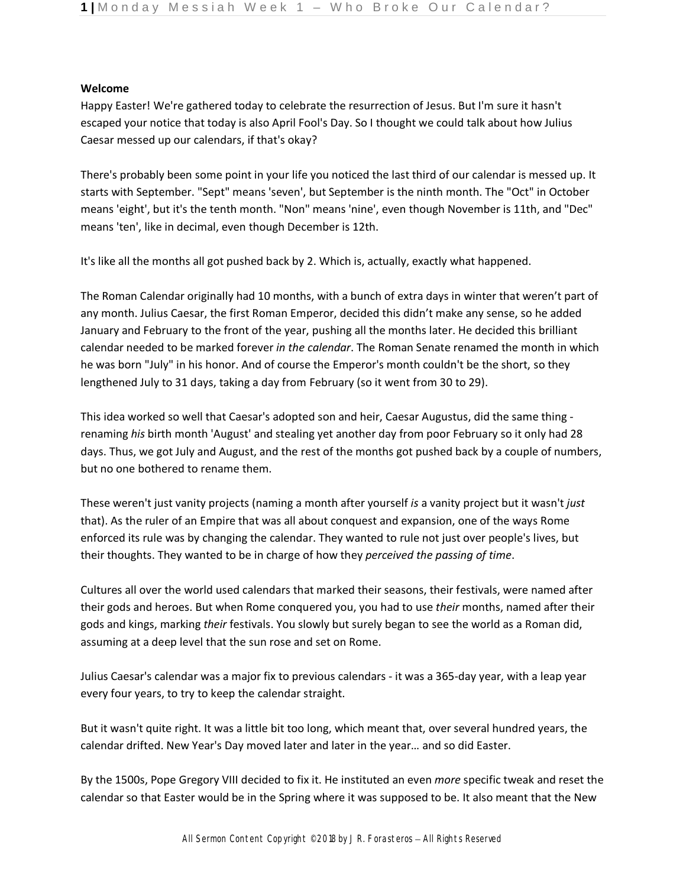**Welcome**

Happy Easter! We're gathered today to celebrate the resurrection of Jesus. But I'm sure it hasn't escaped your notice that today is also April Fool's Day. So I thought we could talk about how Julius Caesar messed up our calendars, if that's okay?

There's probably been some point in your life you noticed the last third of our calendar is messed up. It starts with September. "Sept" means 'seven', but September is the ninth month. The "Oct" in October means 'eight', but it's the tenth month. "Non" means 'nine', even though November is 11th, and "Dec" means 'ten', like in decimal, even though December is 12th.

It's like all the months all got pushed back by 2. Which is, actually, exactly what happened.

The Roman Calendar originally had 10 months, with a bunch of extra days in winter that weren't part of any month. Julius Caesar, the first Roman Emperor, decided this didn't make any sense, so he added January and February to the front of the year, pushing all the months later. He decided this brilliant calendar needed to be marked forever *in the calendar*. The Roman Senate renamed the month in which he was born "July" in his honor. And of course the Emperor's month couldn't be the short, so they lengthened July to 31 days, taking a day from February (so it went from 30 to 29).

This idea worked so well that Caesar's adopted son and heir, Caesar Augustus, did the same thing - renaming *his* birth month 'August' and stealing yet another day from poor February so it only had 28 days. Thus, we got July and August, and the rest of the months got pushed back by a couple of numbers, but no one bothered to rename them.

These weren't just vanity projects (naming a month after yourself *is* a vanity project but it wasn't *just* that). As the ruler of an Empire that was all about conquest and expansion, one of the ways Rome enforced its rule was by changing the calendar. They wanted to rule not just over people's lives, but their thoughts. They wanted to be in charge of how they *perceived the passing of time*.

Cultures all over the world used calendars that marked their seasons, their festivals, were named after their gods and heroes. But when Rome conquered you, you had to use *their* months, named after their gods and kings, marking *their* festivals. You slowly but surely began to see the world as a Roman did, assuming at a deep level that the sun rose and set on Rome.

Julius Caesar's calendar was a major fix to previous calendars - it was a 365-day year, with a leap year every four years, to try to keep the calendar straight.

But it wasn't quite right. It was a little bit too long, which meant that, over several hundred years, the calendar drifted. New Year's Day moved later and later in the year… and so did Easter.

By the 1500s, Pope Gregory VIII decided to fix it. He instituted an even *more* specific tweak and reset the calendar so that Easter would be in the Spring where it was supposed to be. It also meant that the New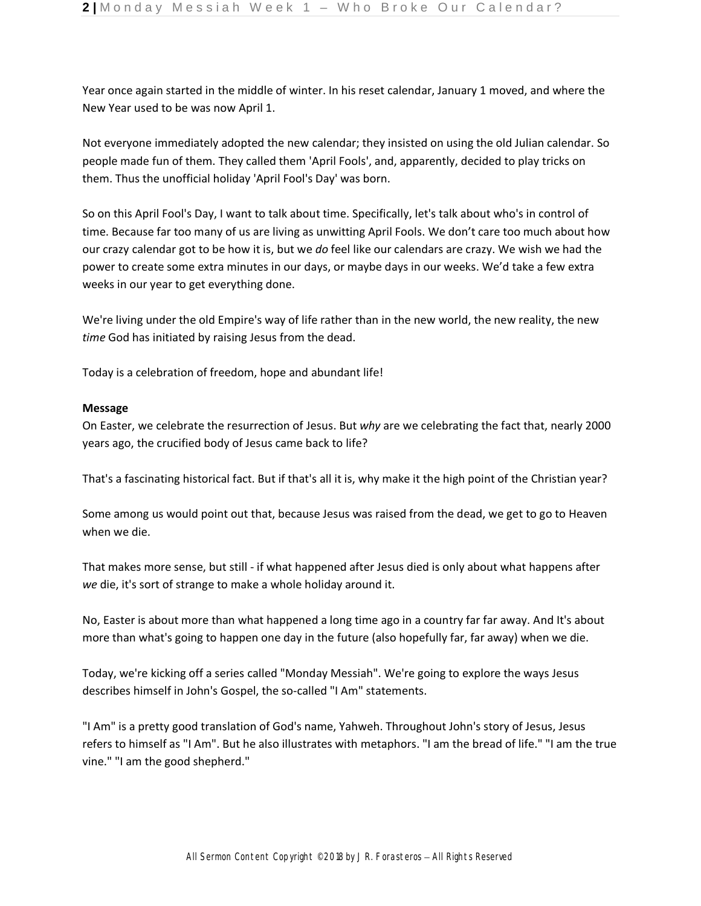Year once again started in the middle of winter. In his reset calendar, January 1 moved, and where the New Year used to be was now April 1.

Not everyone immediately adopted the new calendar; they insisted on using the old Julian calendar. So people made fun of them. They called them 'April Fools', and, apparently, decided to play tricks on them. Thus the unofficial holiday 'April Fool's Day' was born.

So on this April Fool's Day, I want to talk about time. Specifically, let's talk about who's in control of time. Because far too many of us are living as unwitting April Fools. We don't care too much about how our crazy calendar got to be how it is, but we *do* feel like our calendars are crazy. We wish we had the power to create some extra minutes in our days, or maybe days in our weeks. We'd take a few extra weeks in our year to get everything done.

We're living under the old Empire's way of life rather than in the new world, the new reality, the new *time* God has initiated by raising Jesus from the dead.

Today is a celebration of freedom, hope and abundant life!

**Message**

On Easter, we celebrate the resurrection of Jesus. But *why* are we celebrating the fact that, nearly 2000 years ago, the crucified body of Jesus came back to life?

That's a fascinating historical fact. But if that's all it is, why make it the high point of the Christian year?

Some among us would point out that, because Jesus was raised from the dead, we get to go to Heaven when we die.

That makes more sense, but still - if what happened after Jesus died is only about what happens after *we* die, it's sort of strange to make a whole holiday around it.

No, Easter is about more than what happened a long time ago in a country far far away. And It's about more than what's going to happen one day in the future (also hopefully far, far away) when we die.

Today, we're kicking off a series called "Monday Messiah". We're going to explore the ways Jesus describes himself in John's Gospel, the so-called "I Am" statements.

"I Am" is a pretty good translation of God's name, Yahweh. Throughout John's story of Jesus, Jesus refers to himself as "I Am". But he also illustrates with metaphors. "I am the bread of life." "I am the true vine." "I am the good shepherd."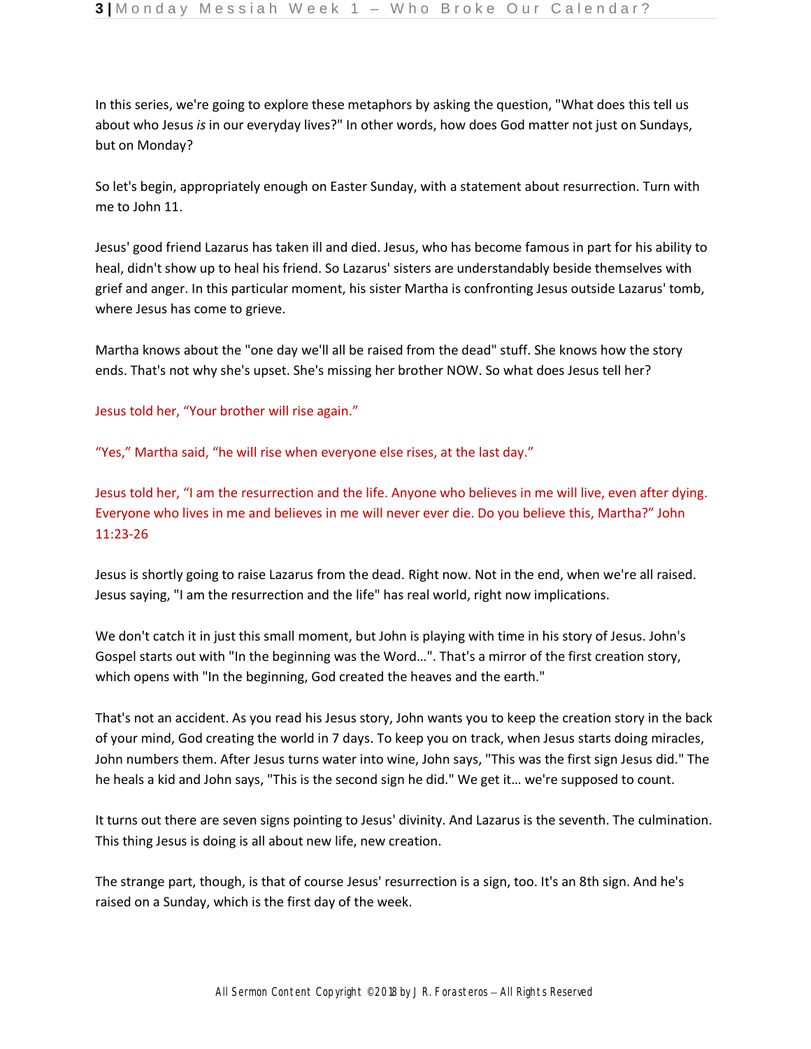In this series, we're going to explore these metaphors by asking the question, "What does this tell us about who Jesus *is* in our everyday lives?" In other words, how does God matter not just on Sundays, but on Monday?

So let's begin, appropriately enough on Easter Sunday, with a statement about resurrection. Turn with me to John 11.

Jesus' good friend Lazarus has taken ill and died. Jesus, who has become famous in part for his ability to heal, didn't show up to heal his friend. So Lazarus' sisters are understandably beside themselves with grief and anger. In this particular moment, his sister Martha is confronting Jesus outside Lazarus' tomb, where Jesus has come to grieve.

Martha knows about the "one day we'll all be raised from the dead" stuff. She knows how the story ends. That's not why she's upset. She's missing her brother NOW. So what does Jesus tell her?

Jesus told her, “Your brother will rise again.”

“Yes,” Martha said, “he will rise when everyone else rises, at the last day.”

Jesus told her, “I am the resurrection and the life. Anyone who believes in me will live, even after dying. Everyone who lives in me and believes in me will never ever die. Do you believe this, Martha?” John 11:23-26

Jesus is shortly going to raise Lazarus from the dead. Right now. Not in the end, when we're all raised. Jesus saying, "I am the resurrection and the life" has real world, right now implications.

We don't catch it in just this small moment, but John is playing with time in his story of Jesus. John's Gospel starts out with "In the beginning was the Word…". That's a mirror of the first creation story, which opens with "In the beginning, God created the heavens and the earth."

That's not an accident. As you read his Jesus story, John wants you to keep the creation story in the back of your mind, God creating the world in 7 days. To keep you on track, when Jesus starts doing miracles, John numbers them. After Jesus turns water into wine, John says, "This was the first sign Jesus did." The he heals a kid and John says, "This is the second sign he did." We get it… we're supposed to count.

It turns out there are seven signs pointing to Jesus' divinity. And Lazarus is the seventh. The culmination. This thing Jesus is doing is all about new life, new creation.

The strange part, though, is that of course Jesus' resurrection is a sign, too. It's an 8th sign. And he's raised on a Sunday, which is the first day of the week.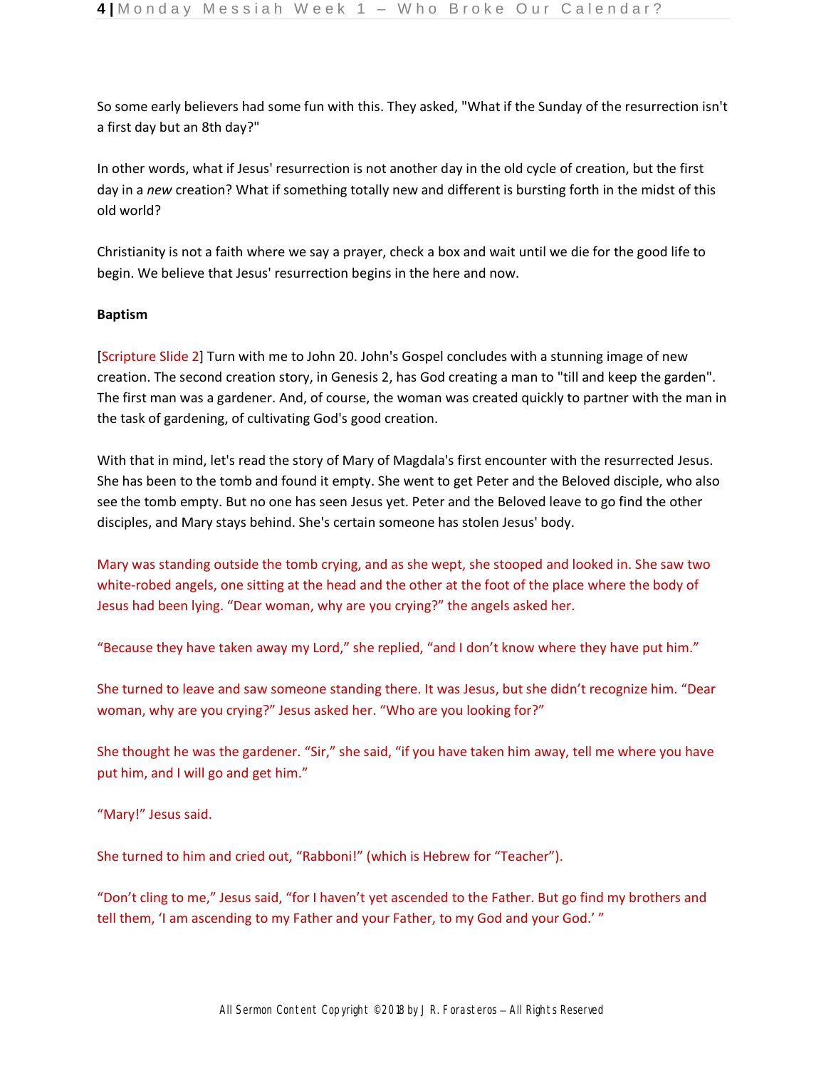So some early believers had some fun with this. They asked, "What if the Sunday of the resurrection isn't a first day but an 8th day?"

In other words, what if Jesus' resurrection is not another day in the old cycle of creation, but the first day in a *new* creation? What if something totally new and different is bursting forth in the midst of this old world?

Christianity is not a faith where we say a prayer, check a box and wait until we die for the good life to begin. We believe that Jesus' resurrection begins in the here and now.

**Baptism**

[Scripture Slide 2] Turn with me to John 20. John's Gospel concludes with a stunning image of new creation. The second creation story, in Genesis 2, has God creating a man to "till and keep the garden". The first man was a gardener. And, of course, the woman was created quickly to partner with the man in the task of gardening, of cultivating God's good creation.

With that in mind, let's read the story of Mary of Magdala's first encounter with the resurrected Jesus. She has been to the tomb and found it empty. She went to get Peter and the Beloved disciple, who also see the tomb empty. But no one has seen Jesus yet. Peter and the Beloved leave to go find the other disciples, and Mary stays behind. She's certain someone has stolen Jesus' body.

Mary was standing outside the tomb crying, and as she wept, she stooped and looked in. She saw two white-robed angels, one sitting at the head and the other at the foot of the place where the body of Jesus had been lying. "Dear woman, why are you crying?" the angels asked her.

"Because they have taken away my Lord," she replied, "and I don't know where they have put him."

She turned to leave and saw someone standing there. It was Jesus, but she didn't recognize him. "Dear woman, why are you crying?" Jesus asked her. "Who are you looking for?"

She thought he was the gardener. "Sir," she said, "if you have taken him away, tell me where you have put him, and I will go and get him."

"Mary!" Jesus said.

She turned to him and cried out, "Rabboni!" (which is Hebrew for "Teacher").

"Don't cling to me," Jesus said, "for I haven't yet ascended to the Father. But go find my brothers and tell them, 'I am ascending to my Father and your Father, to my God and your God.' "

All Sermon Content Copyright ©2018 by JR. Forasteros – All Rights Reserved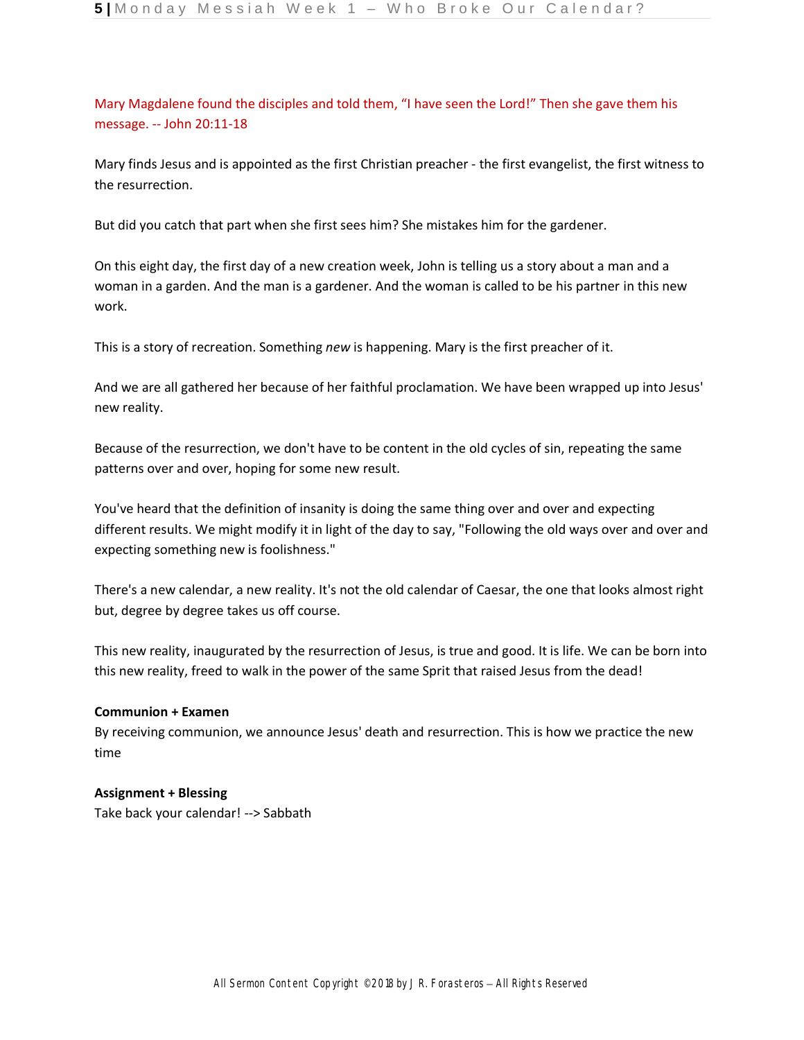Mary Magdalene found the disciples and told them, “I have seen the Lord!” Then she gave them his message. -- John 20:11-18

Mary finds Jesus and is appointed as the first Christian preacher - the first evangelist, the first witness to the resurrection.

But did you catch that part when she first sees him? She mistakes him for the gardener.

On this eight day, the first day of a new creation week, John is telling us a story about a man and a woman in a garden. And the man is a gardener. And the woman is called to be his partner in this new work.

This is a story of recreation. Something *new* is happening. Mary is the first preacher of it.

And we are all gathered her because of her faithful proclamation. We have been wrapped up into Jesus' new reality.

Because of the resurrection, we don't have to be content in the old cycles of sin, repeating the same patterns over and over, hoping for some new result.

You've heard that the definition of insanity is doing the same thing over and over and expecting different results. We might modify it in light of the day to say, "Following the old ways over and over and expecting something new is foolishness."

There's a new calendar, a new reality. It's not the old calendar of Caesar, the one that looks almost right but, degree by degree takes us off course.

This new reality, inaugurated by the resurrection of Jesus, is true and good. It is life. We can be born into this new reality, freed to walk in the power of the same Sprit that raised Jesus from the dead!

**Communion + Examen**
By receiving communion, we announce Jesus' death and resurrection. This is how we practice the new time

**Assignment + Blessing**
Take back your calendar! --> Sabbath

All Sermon Content Copyright ©2018 by J R. Forasteros – All Rights Reserved